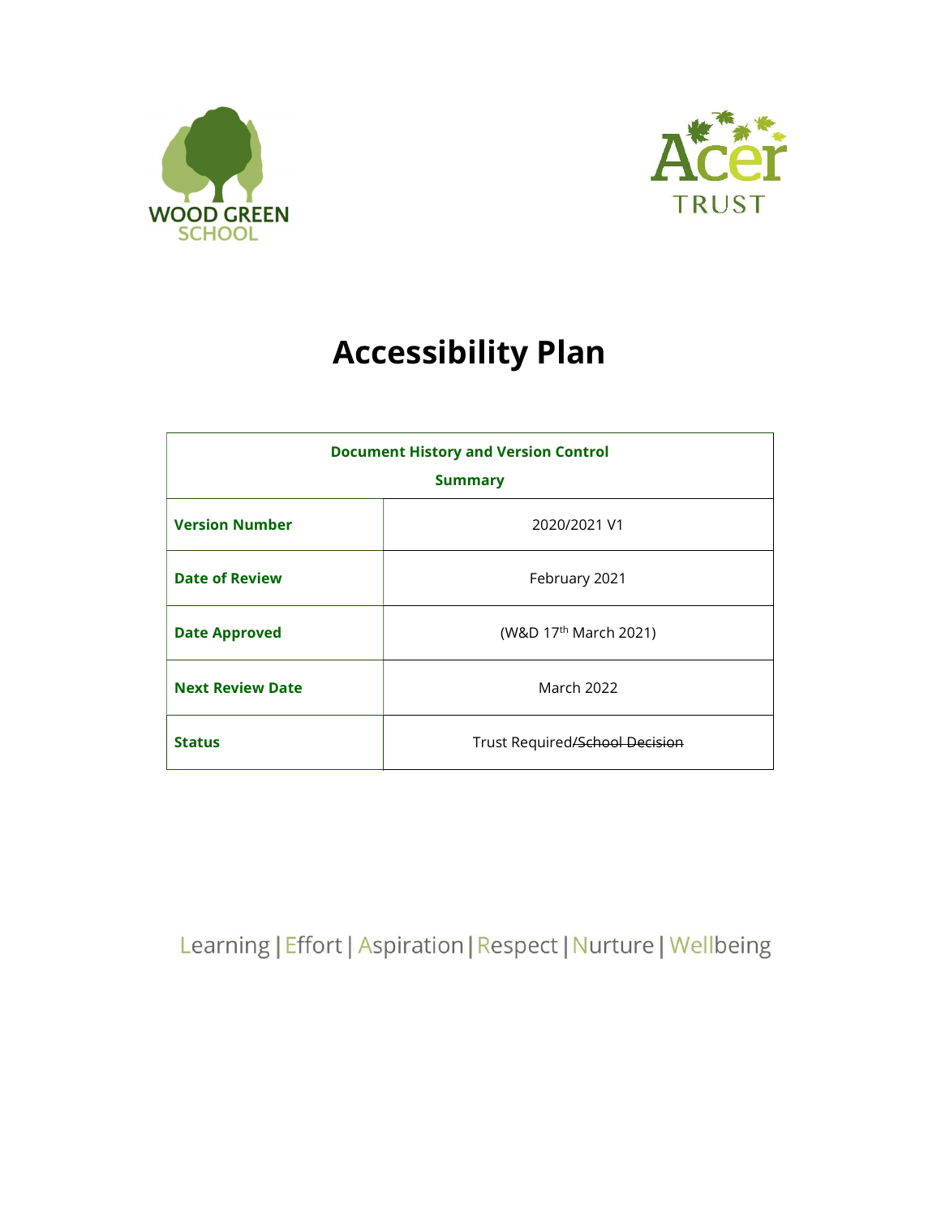WOOD GREEN SCHOOL

Acer TRUST

# Accessibility Plan

| Document History and Version Control Summary | |
|---|---|
| **Version Number** | 2020/2021 V1 |
| **Date of Review** | February 2021 |
| **Date Approved** | (W&D 17th March 2021) |
| **Next Review Date** | March 2022 |
| **Status** | Trust Required/~~School Decision~~ |

Learning | Effort | Aspiration | Respect | Nurture | Wellbeing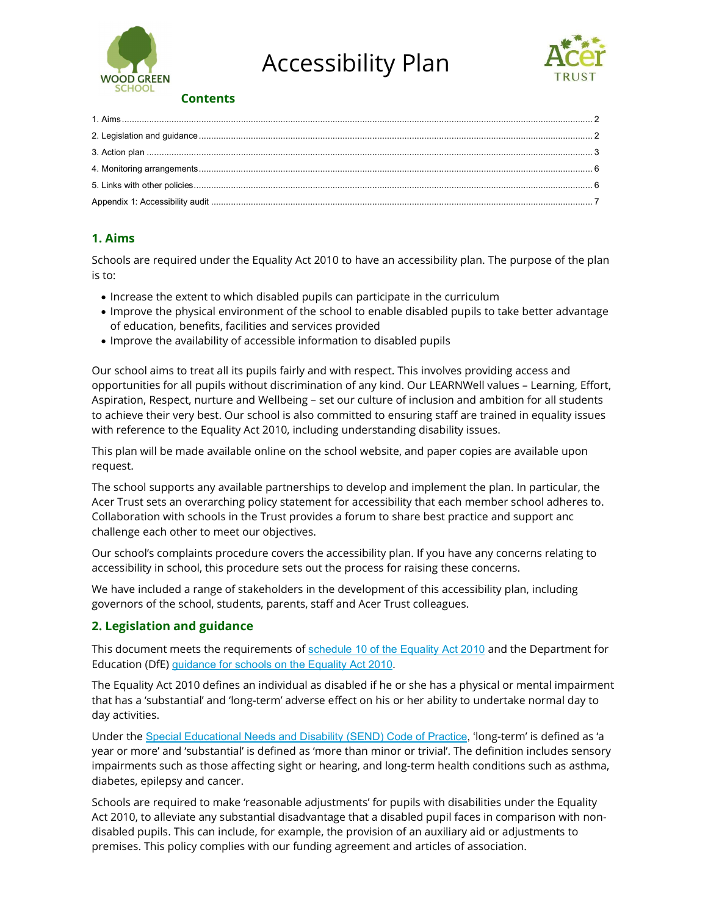# Accessibility Plan

WOOD GREEN SCHOOL

Acer TRUST

**Contents**

1. Aims .......... 2
2. Legislation and guidance .......... 2
3. Action plan .......... 3
4. Monitoring arrangements .......... 6
5. Links with other policies .......... 6

Appendix 1: Accessibility audit .......... 7

## 1. Aims

Schools are required under the Equality Act 2010 to have an accessibility plan. The purpose of the plan is to:

- Increase the extent to which disabled pupils can participate in the curriculum
- Improve the physical environment of the school to enable disabled pupils to take better advantage of education, benefits, facilities and services provided
- Improve the availability of accessible information to disabled pupils

Our school aims to treat all its pupils fairly and with respect. This involves providing access and opportunities for all pupils without discrimination of any kind. Our LEARNWell values – Learning, Effort, Aspiration, Respect, nurture and Wellbeing – set our culture of inclusion and ambition for all students to achieve their very best. Our school is also committed to ensuring staff are trained in equality issues with reference to the Equality Act 2010, including understanding disability issues.

This plan will be made available online on the school website, and paper copies are available upon request.

The school supports any available partnerships to develop and implement the plan. In particular, the Acer Trust sets an overarching policy statement for accessibility that each member school adheres to. Collaboration with schools in the Trust provides a forum to share best practice and support anc challenge each other to meet our objectives.

Our school's complaints procedure covers the accessibility plan. If you have any concerns relating to accessibility in school, this procedure sets out the process for raising these concerns.

We have included a range of stakeholders in the development of this accessibility plan, including governors of the school, students, parents, staff and Acer Trust colleagues.

## 2. Legislation and guidance

This document meets the requirements of schedule 10 of the Equality Act 2010 and the Department for Education (DfE) guidance for schools on the Equality Act 2010.

The Equality Act 2010 defines an individual as disabled if he or she has a physical or mental impairment that has a 'substantial' and 'long-term' adverse effect on his or her ability to undertake normal day to day activities.

Under the Special Educational Needs and Disability (SEND) Code of Practice, 'long-term' is defined as 'a year or more' and 'substantial' is defined as 'more than minor or trivial'. The definition includes sensory impairments such as those affecting sight or hearing, and long-term health conditions such as asthma, diabetes, epilepsy and cancer.

Schools are required to make 'reasonable adjustments' for pupils with disabilities under the Equality Act 2010, to alleviate any substantial disadvantage that a disabled pupil faces in comparison with non-disabled pupils. This can include, for example, the provision of an auxiliary aid or adjustments to premises. This policy complies with our funding agreement and articles of association.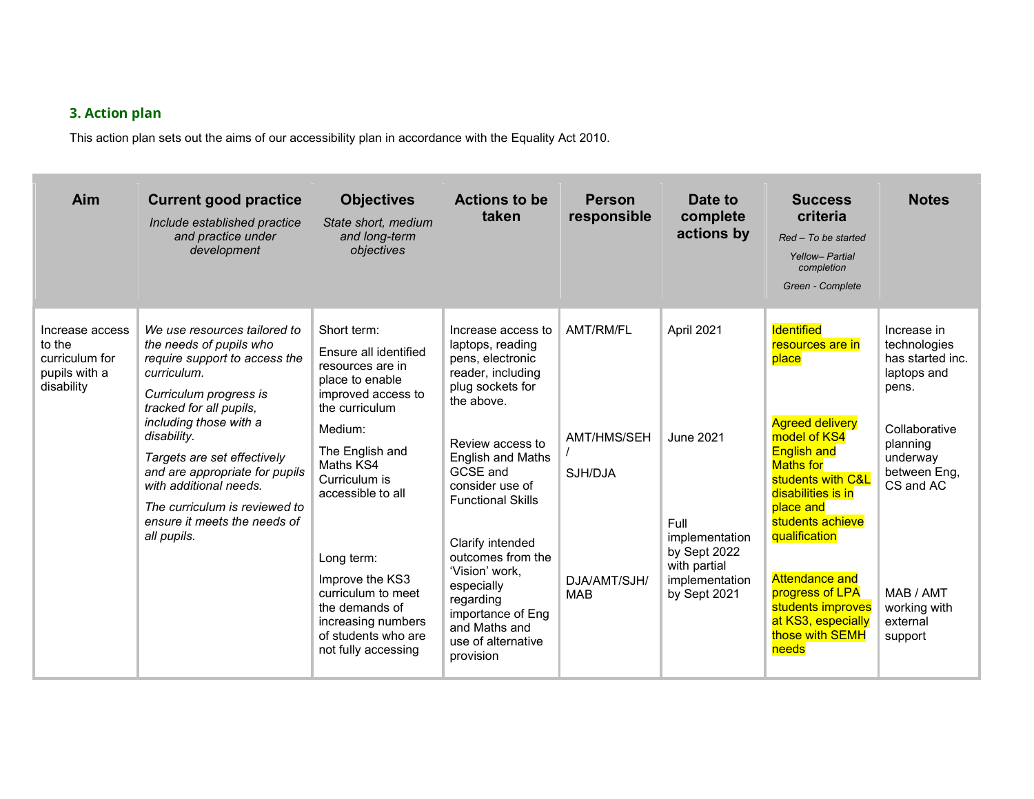## 3. Action plan

This action plan sets out the aims of our accessibility plan in accordance with the Equality Act 2010.

| Aim | Current good practice *Include established practice and practice under development* | Objectives *State short, medium and long-term objectives* | Actions to be taken | Person responsible | Date to complete actions by | Success criteria *Red – To be started* *Yellow– Partial completion* *Green - Complete* | Notes |
|---|---|---|---|---|---|---|---|
| Increase access to the curriculum for pupils with a disability | *We use resources tailored to the needs of pupils who require support to access the curriculum.* *Curriculum progress is tracked for all pupils, including those with a disability.* *Targets are set effectively and are appropriate for pupils with additional needs.* *The curriculum is reviewed to ensure it meets the needs of all pupils.* | Short term: Ensure all identified resources are in place to enable improved access to the curriculum | Increase access to laptops, reading pens, electronic reader, including plug sockets for the above. | AMT/RM/FL | April 2021 | Identified resources are in place | Increase in technologies has started inc. laptops and pens. |
| | | Medium: The English and Maths KS4 Curriculum is accessible to all | Review access to English and Maths GCSE and consider use of Functional Skills | AMT/HMS/SEH / SJH/DJA | June 2021 | Agreed delivery model of KS4 English and Maths for students with C&L disabilities is in place and students achieve qualification | Collaborative planning underway between Eng, CS and AC |
| | | Long term: Improve the KS3 curriculum to meet the demands of increasing numbers of students who are not fully accessing | Clarify intended outcomes from the 'Vision' work, especially regarding importance of Eng and Maths and use of alternative provision | DJA/AMT/SJH/ MAB | Full implementation by Sept 2022 with partial implementation by Sept 2021 | Attendance and progress of LPA students improves at KS3, especially those with SEMH needs | MAB / AMT working with external support |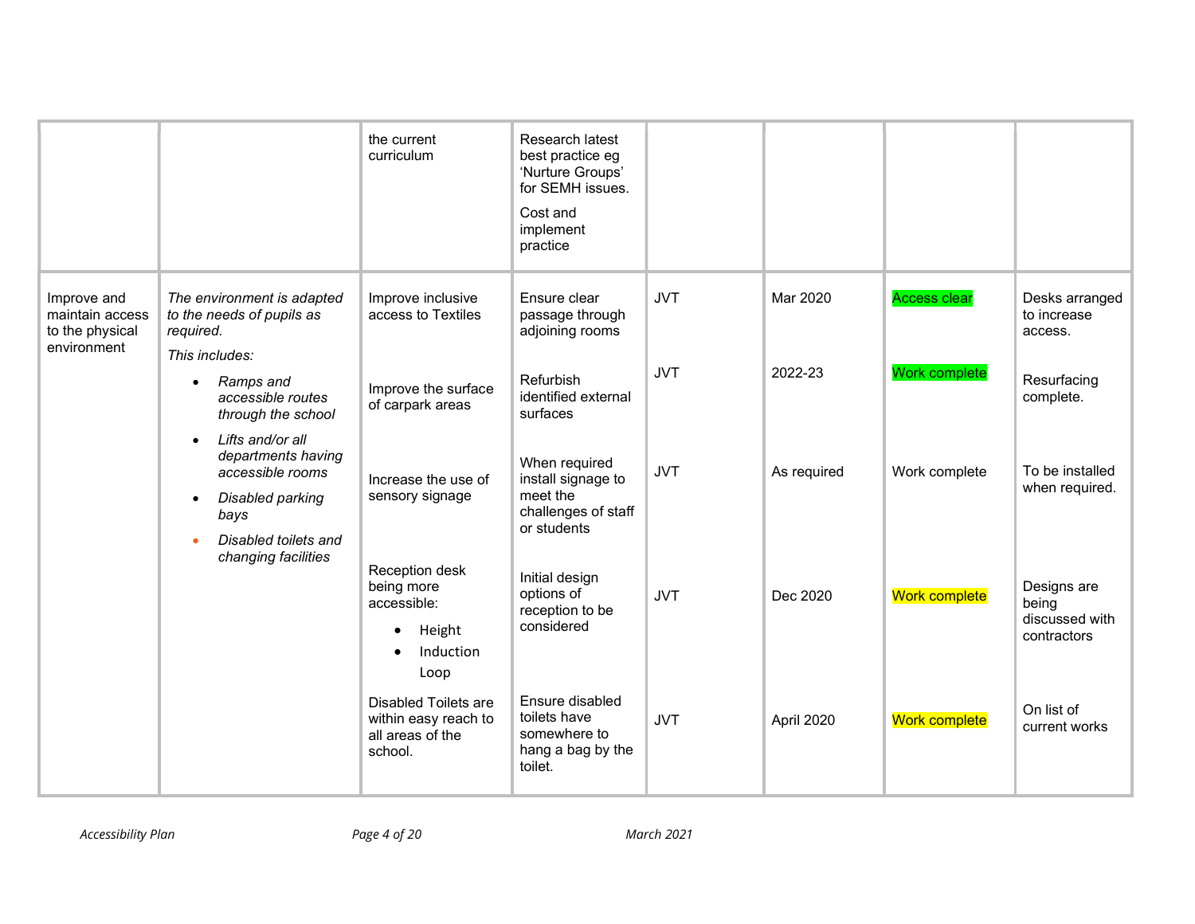| | | | | | | | |
|---|---|---|---|---|---|---|---|
| | | the current curriculum | Research latest best practice eg 'Nurture Groups' for SEMH issues.<br>Cost and implement practice | | | | |
| Improve and maintain access to the physical environment | *The environment is adapted to the needs of pupils as required.*<br>*This includes:*<br>• *Ramps and accessible routes through the school*<br>• *Lifts and/or all departments having accessible rooms*<br>• *Disabled parking bays*<br>• *Disabled toilets and changing facilities* | Improve inclusive access to Textiles | Ensure clear passage through adjoining rooms | JVT | Mar 2020 | Access clear | Desks arranged to increase access. |
| | | Improve the surface of carpark areas | Refurbish identified external surfaces | JVT | 2022-23 | Work complete | Resurfacing complete. |
| | | Increase the use of sensory signage | When required install signage to meet the challenges of staff or students | JVT | As required | Work complete | To be installed when required. |
| | | Reception desk being more accessible:<br>• Height<br>• Induction Loop | Initial design options of reception to be considered | JVT | Dec 2020 | Work complete | Designs are being discussed with contractors |
| | | Disabled Toilets are within easy reach to all areas of the school. | Ensure disabled toilets have somewhere to hang a bag by the toilet. | JVT | April 2020 | Work complete | On list of current works |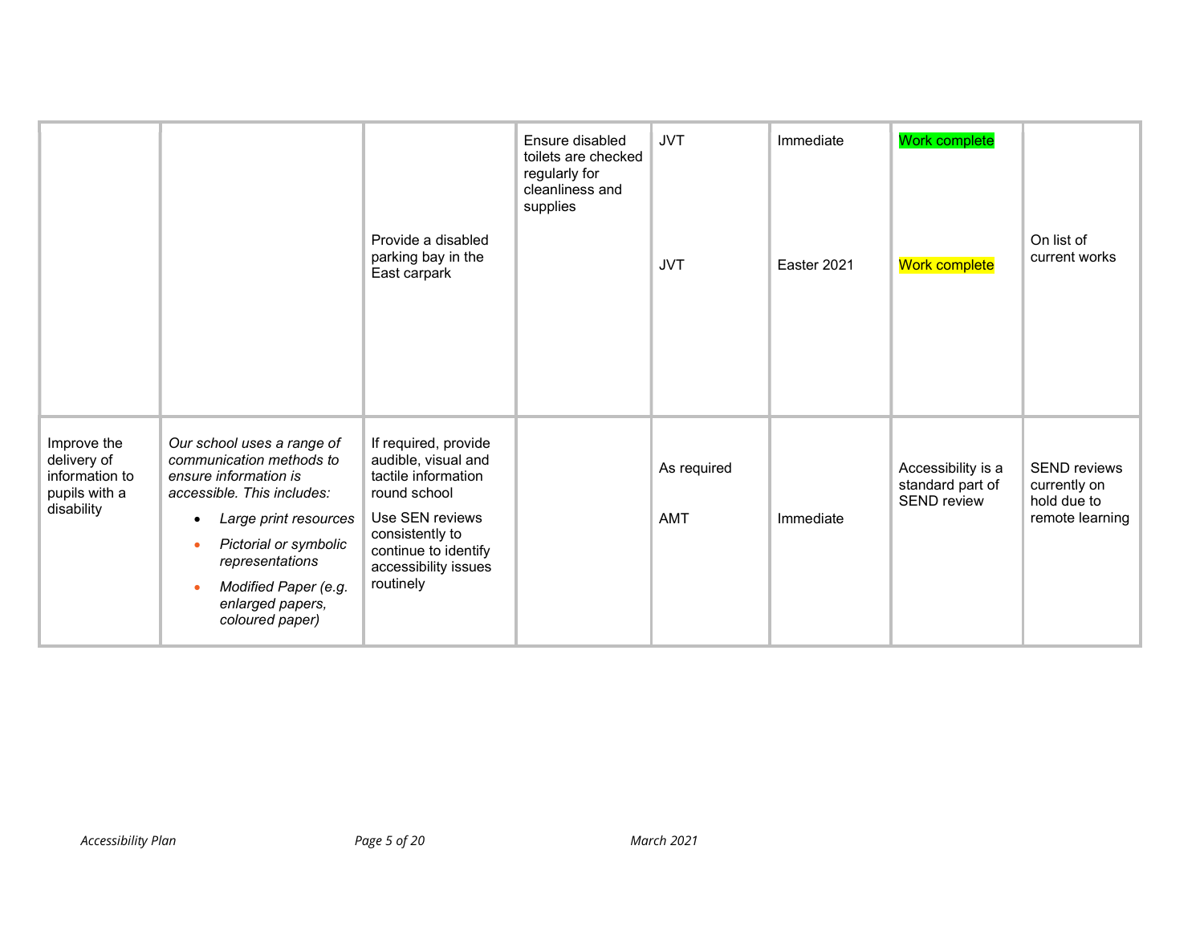| | | | | | | | |
|---|---|---|---|---|---|---|---|
| | | Provide a disabled parking bay in the East carpark | Ensure disabled toilets are checked regularly for cleanliness and supplies | JVT<br><br>JVT | Immediate<br><br>Easter 2021 | Work complete<br><br>Work complete | On list of current works |
| Improve the delivery of information to pupils with a disability | *Our school uses a range of communication methods to ensure information is accessible. This includes:*<br>• *Large print resources*<br>• *Pictorial or symbolic representations*<br>• *Modified Paper (e.g. enlarged papers, coloured paper)* | If required, provide audible, visual and tactile information round school<br><br>Use SEN reviews consistently to continue to identify accessibility issues routinely | | As required<br><br>AMT | Immediate | Accessibility is a standard part of SEND review | SEND reviews currently on hold due to remote learning |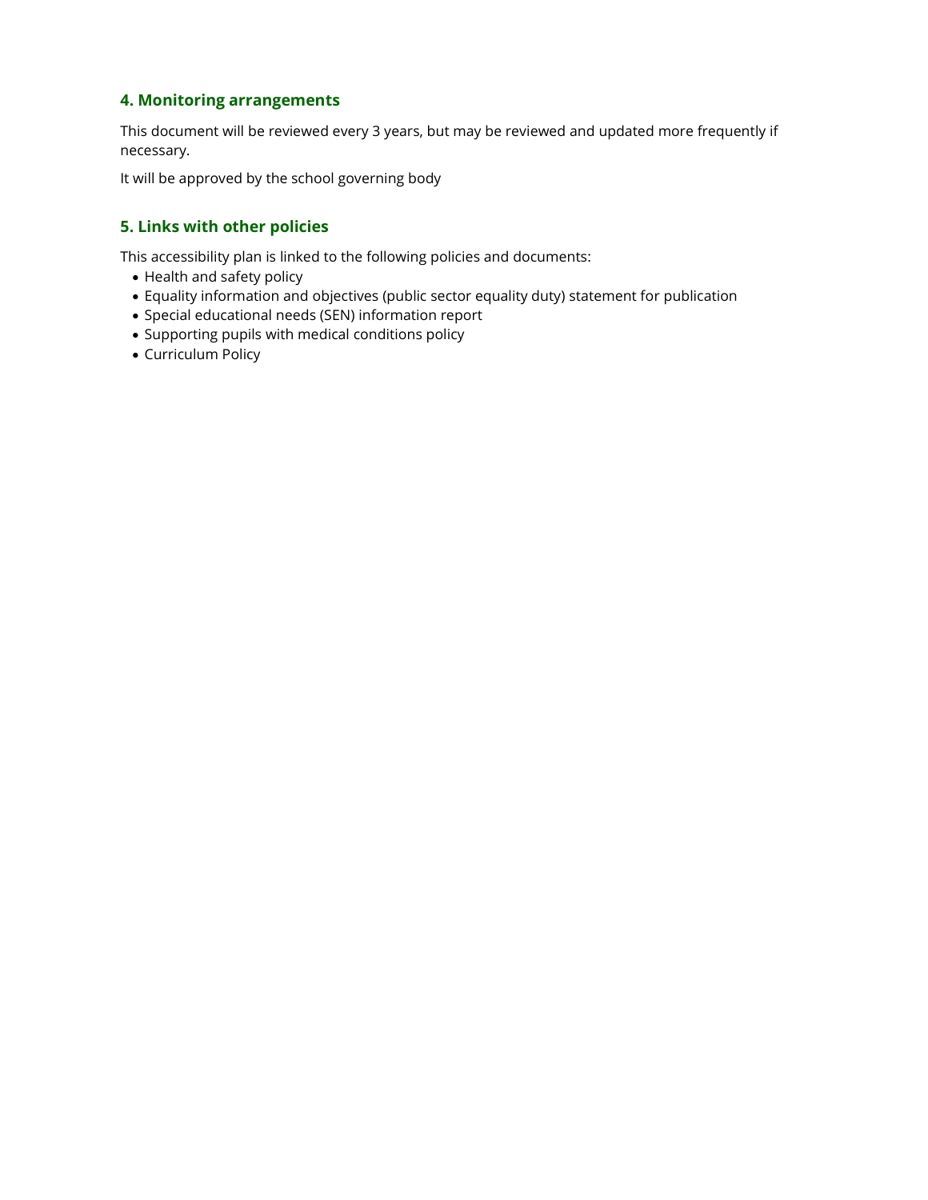## 4. Monitoring arrangements

This document will be reviewed every 3 years, but may be reviewed and updated more frequently if necessary.

It will be approved by the school governing body

## 5. Links with other policies

This accessibility plan is linked to the following policies and documents:

- Health and safety policy
- Equality information and objectives (public sector equality duty) statement for publication
- Special educational needs (SEN) information report
- Supporting pupils with medical conditions policy
- Curriculum Policy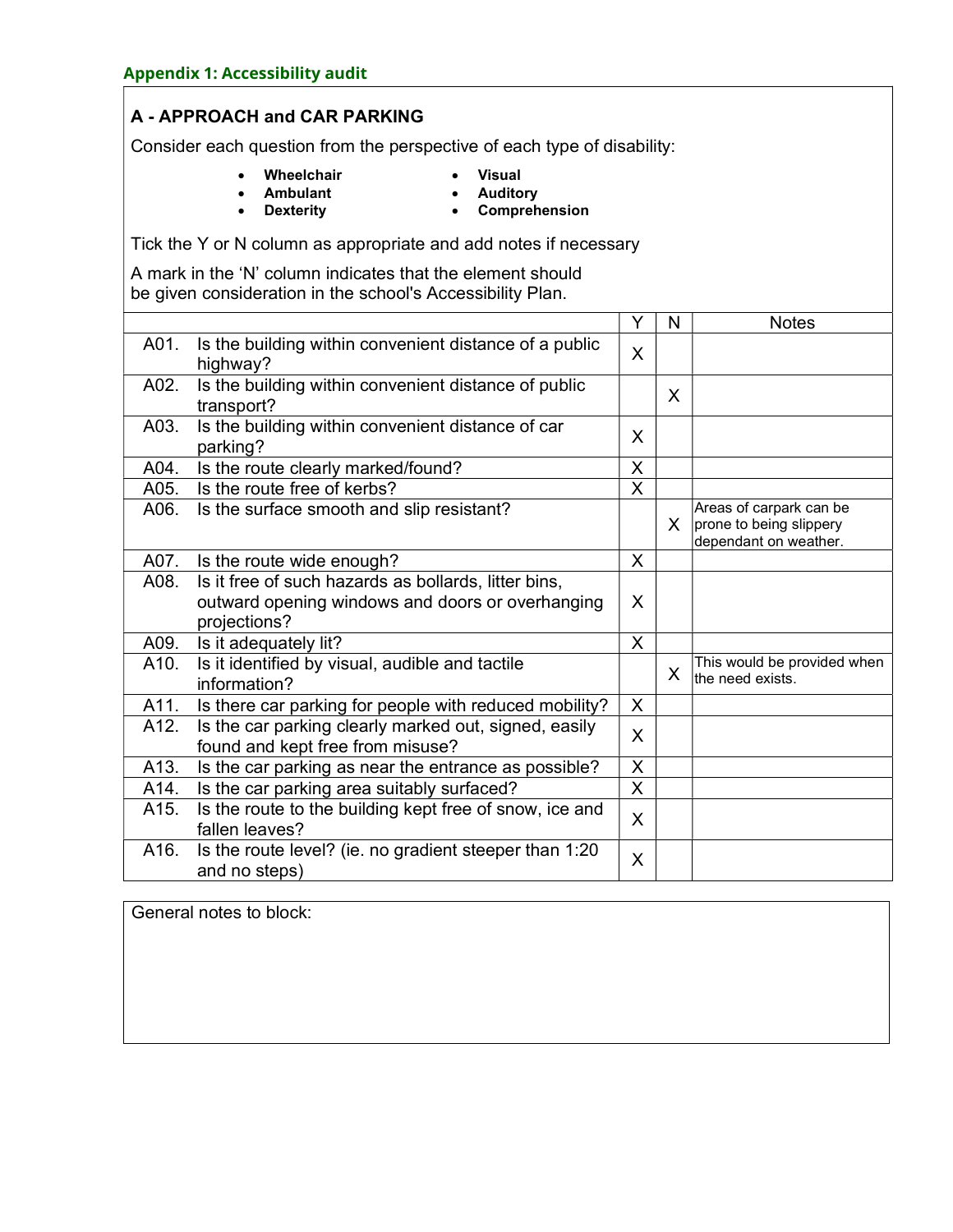## Appendix 1: Accessibility audit

### A - APPROACH and CAR PARKING

Consider each question from the perspective of each type of disability:

- **Wheelchair**
- **Ambulant**
- **Dexterity**
- **Visual**
- **Auditory**
- **Comprehension**

Tick the Y or N column as appropriate and add notes if necessary

A mark in the 'N' column indicates that the element should be given consideration in the school's Accessibility Plan.

| | | Y | N | Notes |
|---|---|---|---|---|
| A01. | Is the building within convenient distance of a public highway? | X | | |
| A02. | Is the building within convenient distance of public transport? | | X | |
| A03. | Is the building within convenient distance of car parking? | X | | |
| A04. | Is the route clearly marked/found? | X | | |
| A05. | Is the route free of kerbs? | X | | |
| A06. | Is the surface smooth and slip resistant? | | X | Areas of carpark can be prone to being slippery dependant on weather. |
| A07. | Is the route wide enough? | X | | |
| A08. | Is it free of such hazards as bollards, litter bins, outward opening windows and doors or overhanging projections? | X | | |
| A09. | Is it adequately lit? | X | | |
| A10. | Is it identified by visual, audible and tactile information? | | X | This would be provided when the need exists. |
| A11. | Is there car parking for people with reduced mobility? | X | | |
| A12. | Is the car parking clearly marked out, signed, easily found and kept free from misuse? | X | | |
| A13. | Is the car parking as near the entrance as possible? | X | | |
| A14. | Is the car parking area suitably surfaced? | X | | |
| A15. | Is the route to the building kept free of snow, ice and fallen leaves? | X | | |
| A16. | Is the route level? (ie. no gradient steeper than 1:20 and no steps) | X | | |

General notes to block: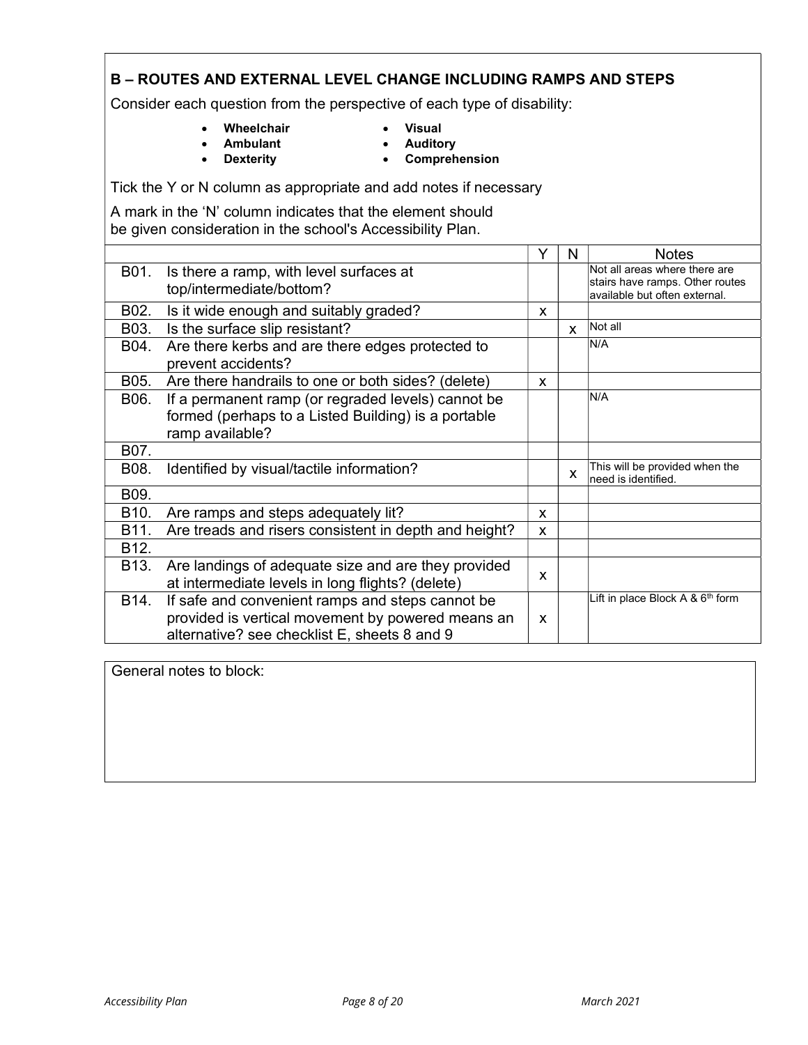## B – ROUTES AND EXTERNAL LEVEL CHANGE INCLUDING RAMPS AND STEPS

Consider each question from the perspective of each type of disability:

- **Wheelchair**
- **Ambulant**
- **Dexterity**
- **Visual**
- **Auditory**
- **Comprehension**

Tick the Y or N column as appropriate and add notes if necessary

A mark in the 'N' column indicates that the element should be given consideration in the school's Accessibility Plan.

| | | Y | N | Notes |
|---|---|---|---|---|
| B01. | Is there a ramp, with level surfaces at top/intermediate/bottom? | | | Not all areas where there are stairs have ramps. Other routes available but often external. |
| B02. | Is it wide enough and suitably graded? | x | | |
| B03. | Is the surface slip resistant? | | x | Not all |
| B04. | Are there kerbs and are there edges protected to prevent accidents? | | | N/A |
| B05. | Are there handrails to one or both sides? (delete) | x | | |
| B06. | If a permanent ramp (or regraded levels) cannot be formed (perhaps to a Listed Building) is a portable ramp available? | | | N/A |
| B07. | | | | |
| B08. | Identified by visual/tactile information? | | x | This will be provided when the need is identified. |
| B09. | | | | |
| B10. | Are ramps and steps adequately lit? | x | | |
| B11. | Are treads and risers consistent in depth and height? | x | | |
| B12. | | | | |
| B13. | Are landings of adequate size and are they provided at intermediate levels in long flights? (delete) | x | | |
| B14. | If safe and convenient ramps and steps cannot be provided is vertical movement by powered means an alternative? see checklist E, sheets 8 and 9 | x | | Lift in place Block A & 6th form |

General notes to block: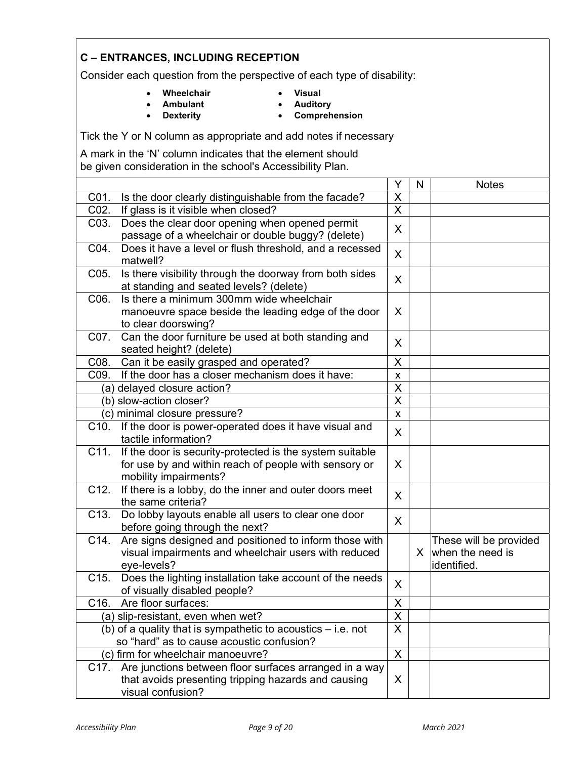## C – ENTRANCES, INCLUDING RECEPTION

Consider each question from the perspective of each type of disability:

- **Wheelchair**
- **Ambulant**
- **Dexterity**
- **Visual**
- **Auditory**
- **Comprehension**

Tick the Y or N column as appropriate and add notes if necessary

A mark in the 'N' column indicates that the element should be given consideration in the school's Accessibility Plan.

| | Y | N | Notes |
|---|---|---|---|
| C01. Is the door clearly distinguishable from the facade? | X | | |
| C02. If glass is it visible when closed? | X | | |
| C03. Does the clear door opening when opened permit passage of a wheelchair or double buggy? (delete) | X | | |
| C04. Does it have a level or flush threshold, and a recessed matwell? | X | | |
| C05. Is there visibility through the doorway from both sides at standing and seated levels? (delete) | X | | |
| C06. Is there a minimum 300mm wide wheelchair manoeuvre space beside the leading edge of the door to clear doorswing? | X | | |
| C07. Can the door furniture be used at both standing and seated height? (delete) | X | | |
| C08. Can it be easily grasped and operated? | X | | |
| C09. If the door has a closer mechanism does it have: | x | | |
| (a) delayed closure action? | X | | |
| (b) slow-action closer? | X | | |
| (c) minimal closure pressure? | x | | |
| C10. If the door is power-operated does it have visual and tactile information? | X | | |
| C11. If the door is security-protected is the system suitable for use by and within reach of people with sensory or mobility impairments? | X | | |
| C12. If there is a lobby, do the inner and outer doors meet the same criteria? | X | | |
| C13. Do lobby layouts enable all users to clear one door before going through the next? | X | | |
| C14. Are signs designed and positioned to inform those with visual impairments and wheelchair users with reduced eye-levels? | | X | These will be provided when the need is identified. |
| C15. Does the lighting installation take account of the needs of visually disabled people? | X | | |
| C16. Are floor surfaces: | X | | |
| (a) slip-resistant, even when wet? | X | | |
| (b) of a quality that is sympathetic to acoustics – i.e. not so "hard" as to cause acoustic confusion? | X | | |
| (c) firm for wheelchair manoeuvre? | X | | |
| C17. Are junctions between floor surfaces arranged in a way that avoids presenting tripping hazards and causing visual confusion? | X | | |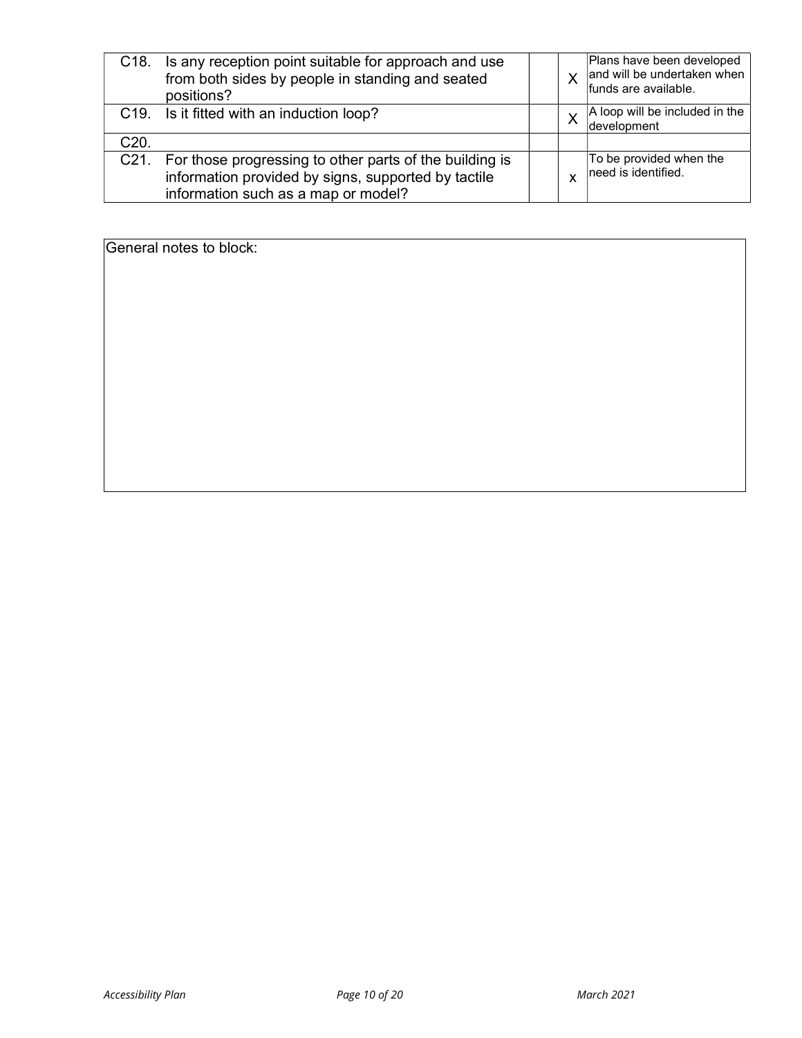| | | | | |
|---|---|---|---|---|
| C18. | Is any reception point suitable for approach and use from both sides by people in standing and seated positions? | | X | Plans have been developed and will be undertaken when funds are available. |
| C19. | Is it fitted with an induction loop? | | X | A loop will be included in the development |
| C20. | | | | |
| C21. | For those progressing to other parts of the building is information provided by signs, supported by tactile information such as a map or model? | | x | To be provided when the need is identified. |

| General notes to block: |
|---|
| |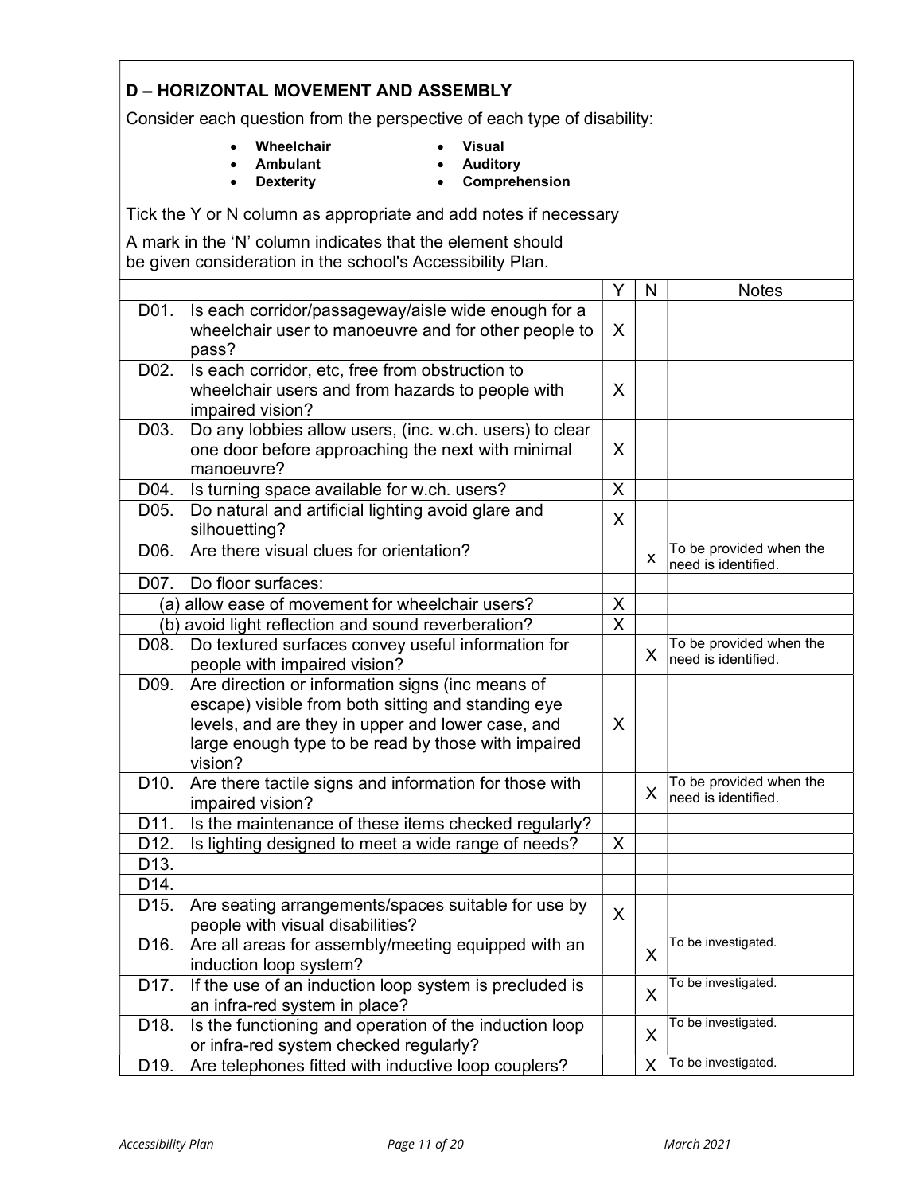## D – HORIZONTAL MOVEMENT AND ASSEMBLY

Consider each question from the perspective of each type of disability:

- **Wheelchair**
- **Ambulant**
- **Dexterity**
- **Visual**
- **Auditory**
- **Comprehension**

Tick the Y or N column as appropriate and add notes if necessary

A mark in the 'N' column indicates that the element should be given consideration in the school's Accessibility Plan.

| | Y | N | Notes |
|---|---|---|---|
| D01. Is each corridor/passageway/aisle wide enough for a wheelchair user to manoeuvre and for other people to pass? | X | | |
| D02. Is each corridor, etc, free from obstruction to wheelchair users and from hazards to people with impaired vision? | X | | |
| D03. Do any lobbies allow users, (inc. w.ch. users) to clear one door before approaching the next with minimal manoeuvre? | X | | |
| D04. Is turning space available for w.ch. users? | X | | |
| D05. Do natural and artificial lighting avoid glare and silhouetting? | X | | |
| D06. Are there visual clues for orientation? | | x | To be provided when the need is identified. |
| D07. Do floor surfaces: | | | |
| (a) allow ease of movement for wheelchair users? | X | | |
| (b) avoid light reflection and sound reverberation? | X | | |
| D08. Do textured surfaces convey useful information for people with impaired vision? | | X | To be provided when the need is identified. |
| D09. Are direction or information signs (inc means of escape) visible from both sitting and standing eye levels, and are they in upper and lower case, and large enough type to be read by those with impaired vision? | X | | |
| D10. Are there tactile signs and information for those with impaired vision? | | X | To be provided when the need is identified. |
| D11. Is the maintenance of these items checked regularly? | | | |
| D12. Is lighting designed to meet a wide range of needs? | X | | |
| D13. | | | |
| D14. | | | |
| D15. Are seating arrangements/spaces suitable for use by people with visual disabilities? | X | | |
| D16. Are all areas for assembly/meeting equipped with an induction loop system? | | X | To be investigated. |
| D17. If the use of an induction loop system is precluded is an infra-red system in place? | | X | To be investigated. |
| D18. Is the functioning and operation of the induction loop or infra-red system checked regularly? | | X | To be investigated. |
| D19. Are telephones fitted with inductive loop couplers? | | X | To be investigated. |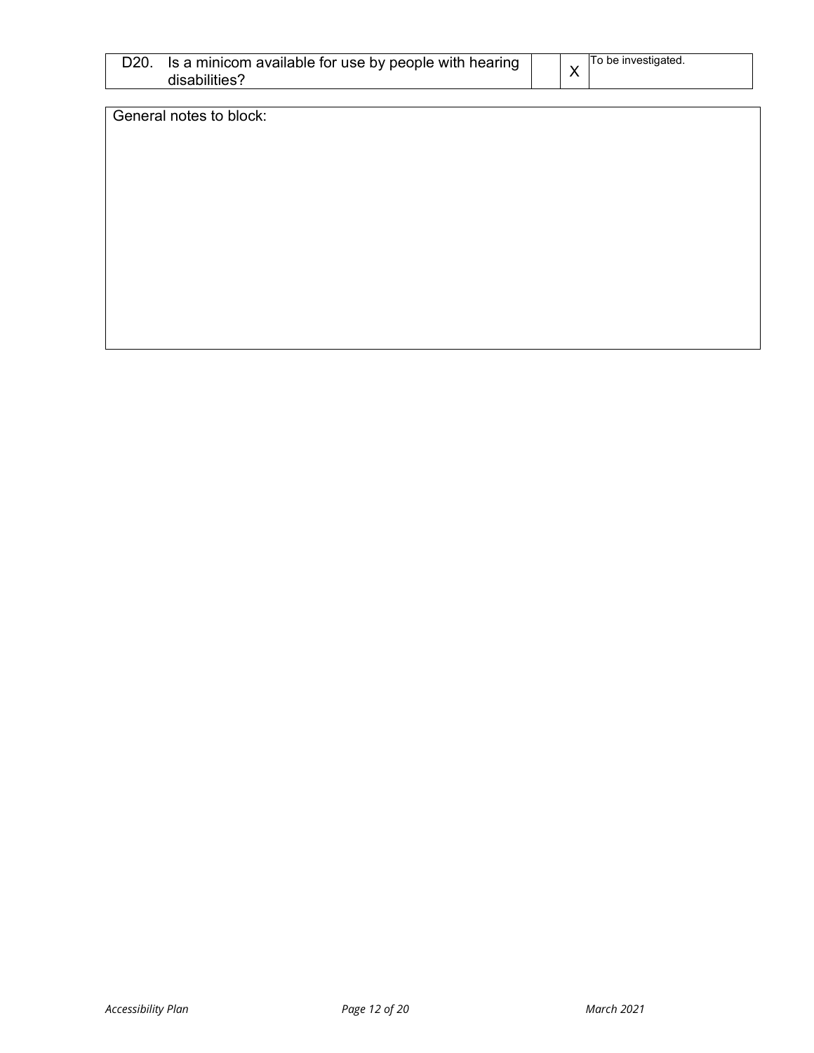| | | | | |
|---|---|---|---|---|
| D20. | Is a minicom available for use by people with hearing disabilities? | | X | To be investigated. |

| |
|---|
| General notes to block: |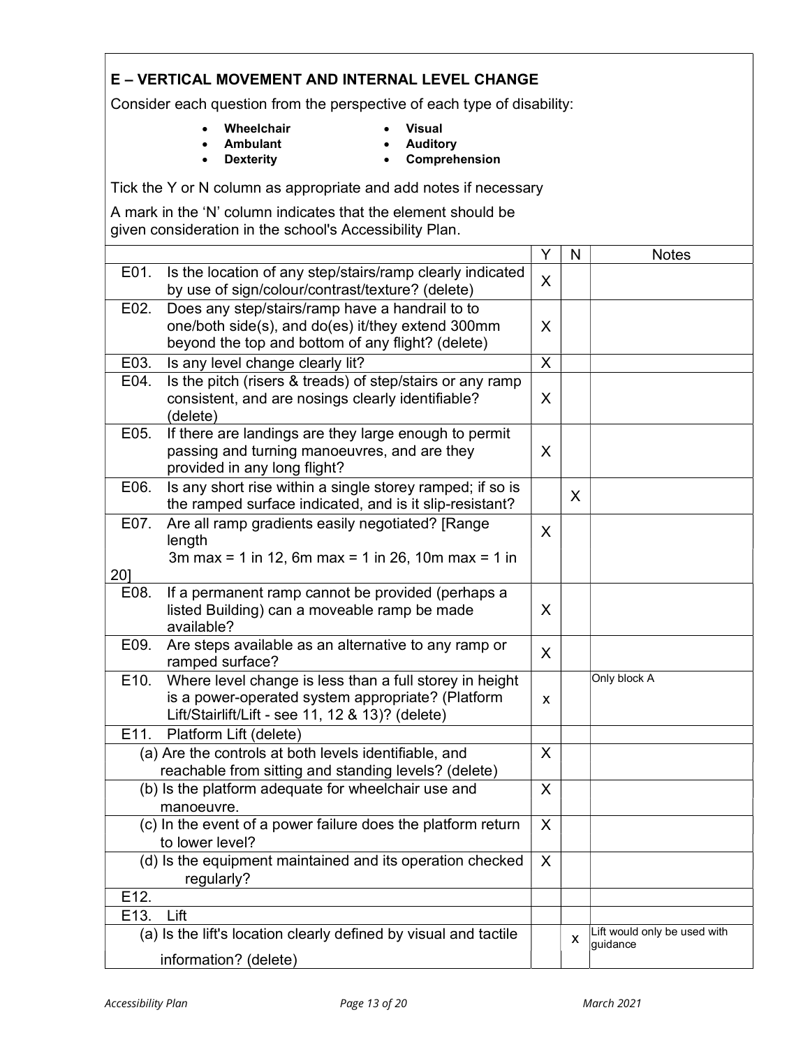## E – VERTICAL MOVEMENT AND INTERNAL LEVEL CHANGE

Consider each question from the perspective of each type of disability:

- **Wheelchair**
- **Ambulant**
- **Dexterity**
- **Visual**
- **Auditory**
- **Comprehension**

Tick the Y or N column as appropriate and add notes if necessary

A mark in the 'N' column indicates that the element should be given consideration in the school's Accessibility Plan.

| | Y | N | Notes |
|---|---|---|---|
| E01. Is the location of any step/stairs/ramp clearly indicated by use of sign/colour/contrast/texture? (delete) | X | | |
| E02. Does any step/stairs/ramp have a handrail to one/both side(s), and do(es) it/they extend 300mm beyond the top and bottom of any flight? (delete) | X | | |
| E03. Is any level change clearly lit? | X | | |
| E04. Is the pitch (risers & treads) of step/stairs or any ramp consistent, and are nosings clearly identifiable? (delete) | X | | |
| E05. If there are landings are they large enough to permit passing and turning manoeuvres, and are they provided in any long flight? | X | | |
| E06. Is any short rise within a single storey ramped; if so is the ramped surface indicated, and is it slip-resistant? | | X | |
| E07. Are all ramp gradients easily negotiated? [Range length 3m max = 1 in 12, 6m max = 1 in 26, 10m max = 1 in 20] | X | | |
| E08. If a permanent ramp cannot be provided (perhaps a listed Building) can a moveable ramp be made available? | X | | |
| E09. Are steps available as an alternative to any ramp or ramped surface? | X | | |
| E10. Where level change is less than a full storey in height is a power-operated system appropriate? (Platform Lift/Stairlift/Lift - see 11, 12 & 13)? (delete) | x | | Only block A |
| E11. Platform Lift (delete) | | | |
| (a) Are the controls at both levels identifiable, and reachable from sitting and standing levels? (delete) | X | | |
| (b) Is the platform adequate for wheelchair use and manoeuvre. | X | | |
| (c) In the event of a power failure does the platform return to lower level? | X | | |
| (d) Is the equipment maintained and its operation checked regularly? | X | | |
| E12. | | | |
| E13. Lift | | | |
| (a) Is the lift's location clearly defined by visual and tactile information? (delete) | | x | Lift would only be used with guidance |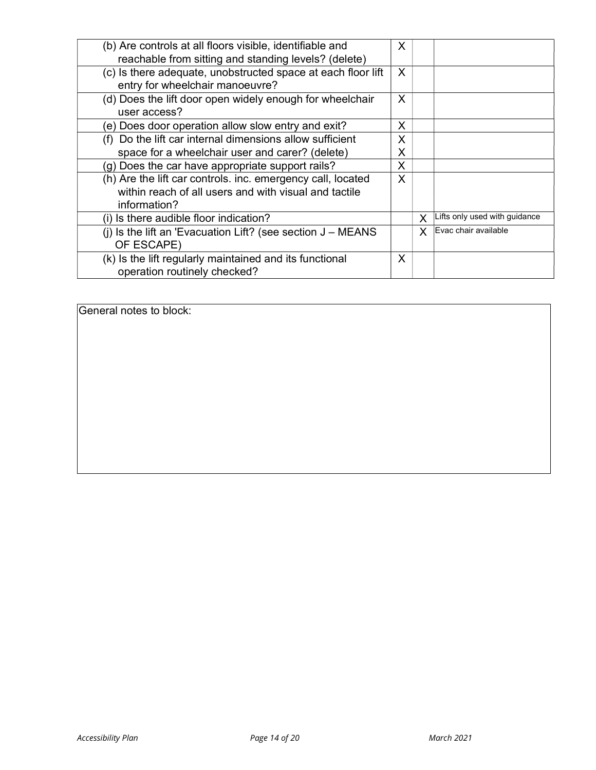| | | | |
|---|---|---|---|
| (b) Are controls at all floors visible, identifiable and reachable from sitting and standing levels? (delete) | X | | |
| (c) Is there adequate, unobstructed space at each floor lift entry for wheelchair manoeuvre? | X | | |
| (d) Does the lift door open widely enough for wheelchair user access? | X | | |
| (e) Does door operation allow slow entry and exit? | X | | |
| (f) Do the lift car internal dimensions allow sufficient space for a wheelchair user and carer? (delete) | X X | | |
| (g) Does the car have appropriate support rails? | X | | |
| (h) Are the lift car controls. inc. emergency call, located within reach of all users and with visual and tactile information? | X | | |
| (i) Is there audible floor indication? | | X | Lifts only used with guidance |
| (j) Is the lift an 'Evacuation Lift? (see section J – MEANS OF ESCAPE) | | X | Evac chair available |
| (k) Is the lift regularly maintained and its functional operation routinely checked? | X | | |

General notes to block: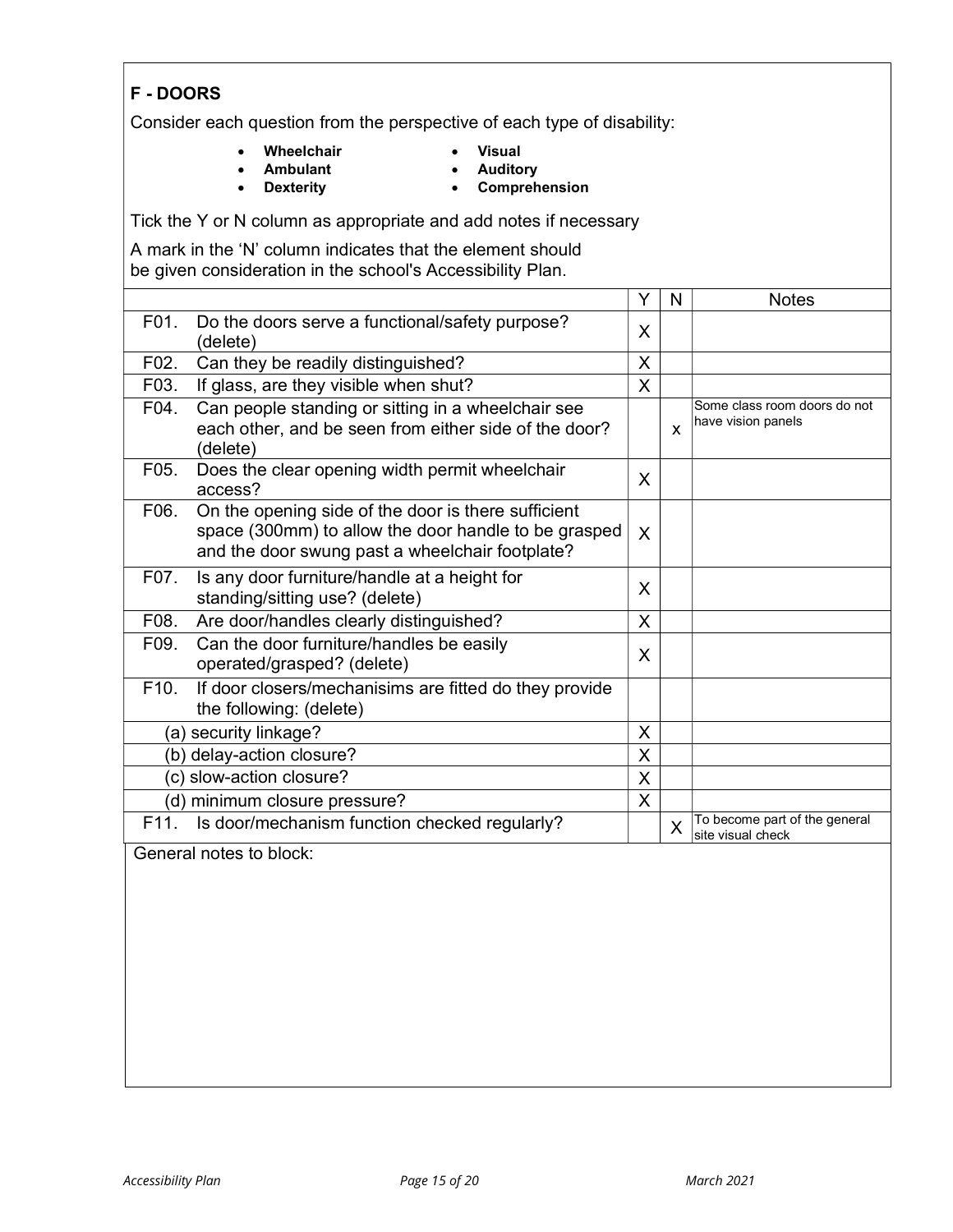## F - DOORS

Consider each question from the perspective of each type of disability:

- **Wheelchair**
- **Ambulant**
- **Dexterity**
- **Visual**
- **Auditory**
- **Comprehension**

Tick the Y or N column as appropriate and add notes if necessary

A mark in the 'N' column indicates that the element should be given consideration in the school's Accessibility Plan.

| | Y | N | Notes |
|---|---|---|---|
| F01. Do the doors serve a functional/safety purpose? (delete) | X | | |
| F02. Can they be readily distinguished? | X | | |
| F03. If glass, are they visible when shut? | X | | |
| F04. Can people standing or sitting in a wheelchair see each other, and be seen from either side of the door? (delete) | | x | Some class room doors do not have vision panels |
| F05. Does the clear opening width permit wheelchair access? | X | | |
| F06. On the opening side of the door is there sufficient space (300mm) to allow the door handle to be grasped and the door swung past a wheelchair footplate? | X | | |
| F07. Is any door furniture/handle at a height for standing/sitting use? (delete) | X | | |
| F08. Are door/handles clearly distinguished? | X | | |
| F09. Can the door furniture/handles be easily operated/grasped? (delete) | X | | |
| F10. If door closers/mechanisims are fitted do they provide the following: (delete) | | | |
| (a) security linkage? | X | | |
| (b) delay-action closure? | X | | |
| (c) slow-action closure? | X | | |
| (d) minimum closure pressure? | X | | |
| F11. Is door/mechanism function checked regularly? | | X | To become part of the general site visual check |

General notes to block: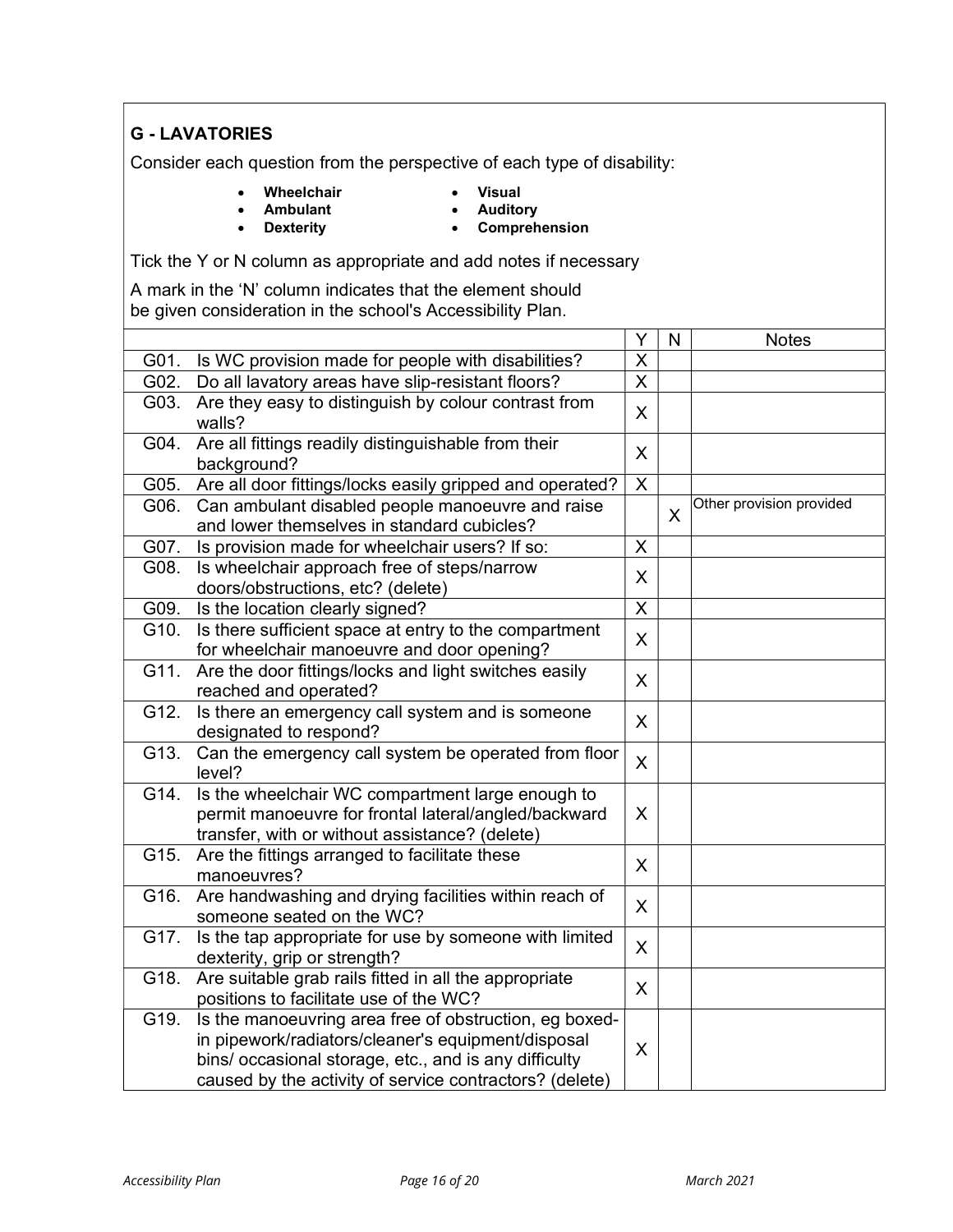## G - LAVATORIES

Consider each question from the perspective of each type of disability:

- **Wheelchair**
- **Ambulant**
- **Dexterity**
- **Visual**
- **Auditory**
- **Comprehension**

Tick the Y or N column as appropriate and add notes if necessary

A mark in the 'N' column indicates that the element should be given consideration in the school's Accessibility Plan.

| | | Y | N | Notes |
|---|---|---|---|---|
| G01. | Is WC provision made for people with disabilities? | X | | |
| G02. | Do all lavatory areas have slip-resistant floors? | X | | |
| G03. | Are they easy to distinguish by colour contrast from walls? | X | | |
| G04. | Are all fittings readily distinguishable from their background? | X | | |
| G05. | Are all door fittings/locks easily gripped and operated? | X | | |
| G06. | Can ambulant disabled people manoeuvre and raise and lower themselves in standard cubicles? | | X | Other provision provided |
| G07. | Is provision made for wheelchair users? If so: | X | | |
| G08. | Is wheelchair approach free of steps/narrow doors/obstructions, etc? (delete) | X | | |
| G09. | Is the location clearly signed? | X | | |
| G10. | Is there sufficient space at entry to the compartment for wheelchair manoeuvre and door opening? | X | | |
| G11. | Are the door fittings/locks and light switches easily reached and operated? | X | | |
| G12. | Is there an emergency call system and is someone designated to respond? | X | | |
| G13. | Can the emergency call system be operated from floor level? | X | | |
| G14. | Is the wheelchair WC compartment large enough to permit manoeuvre for frontal lateral/angled/backward transfer, with or without assistance? (delete) | X | | |
| G15. | Are the fittings arranged to facilitate these manoeuvres? | X | | |
| G16. | Are handwashing and drying facilities within reach of someone seated on the WC? | X | | |
| G17. | Is the tap appropriate for use by someone with limited dexterity, grip or strength? | X | | |
| G18. | Are suitable grab rails fitted in all the appropriate positions to facilitate use of the WC? | X | | |
| G19. | Is the manoeuvring area free of obstruction, eg boxed-in pipework/radiators/cleaner's equipment/disposal bins/ occasional storage, etc., and is any difficulty caused by the activity of service contractors? (delete) | X | | |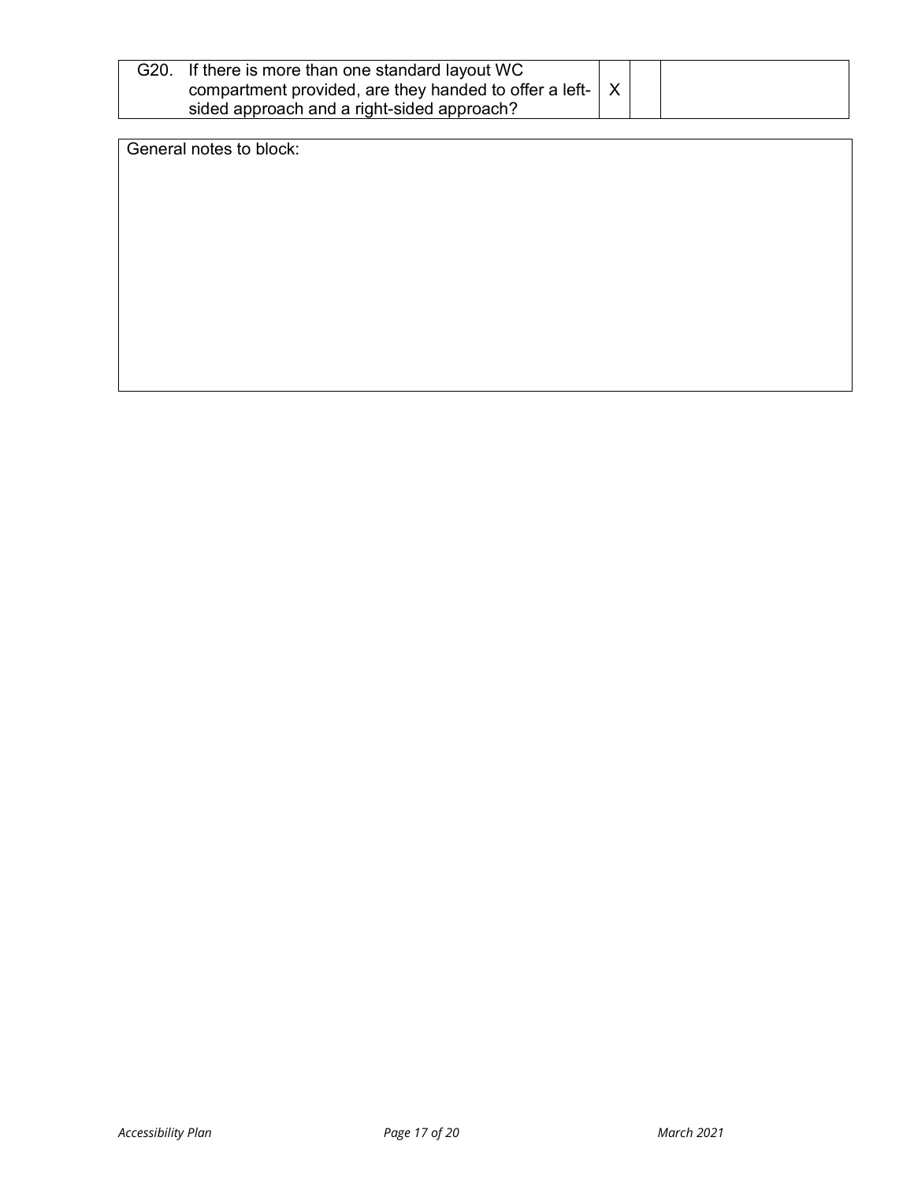| | | | | |
|---|---|---|---|---|
| G20. | If there is more than one standard layout WC compartment provided, are they handed to offer a left-sided approach and a right-sided approach? | X | | |

| |
|---|
| General notes to block: |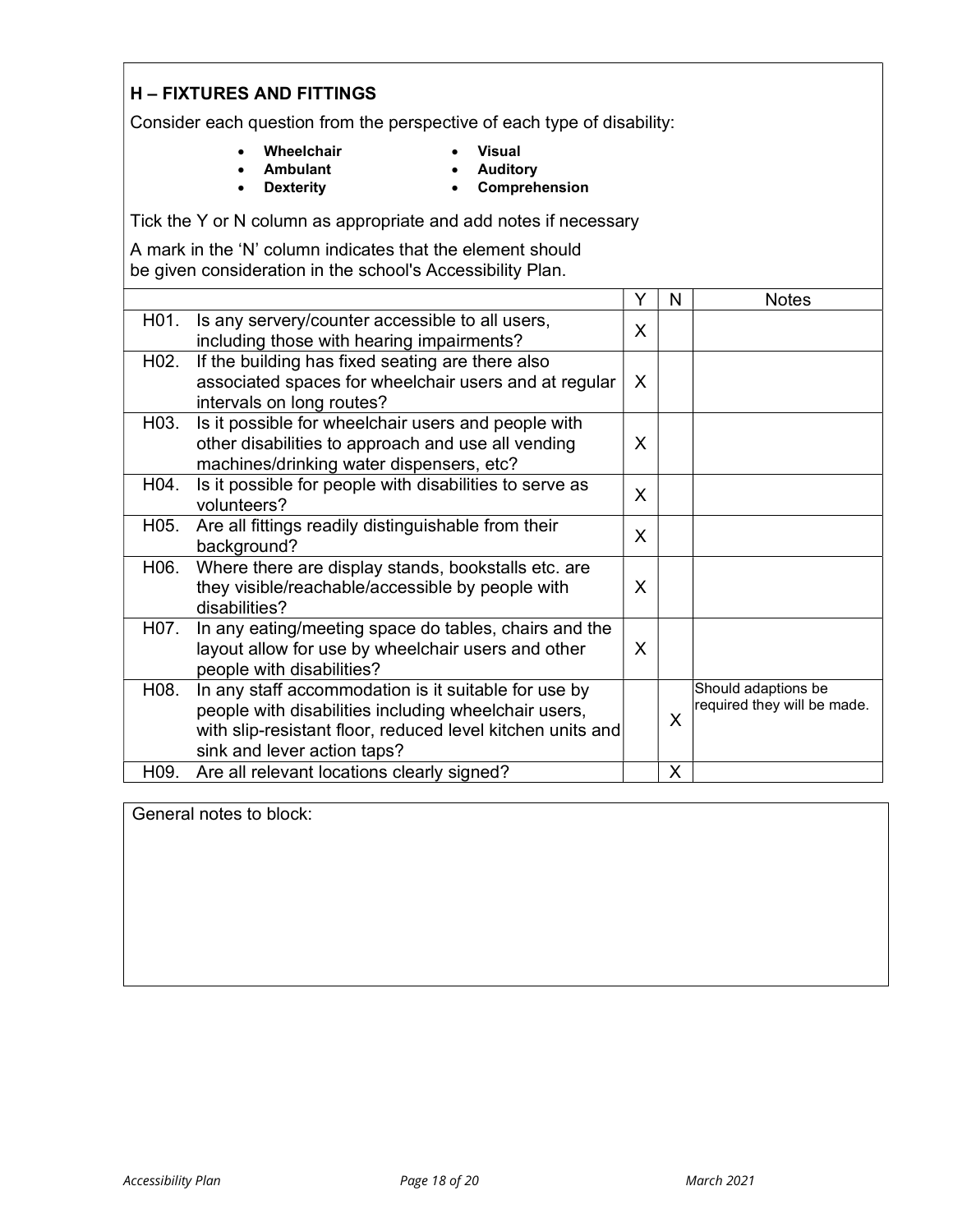## H – FIXTURES AND FITTINGS

Consider each question from the perspective of each type of disability:

- **Wheelchair**
- **Ambulant**
- **Dexterity**
- **Visual**
- **Auditory**
- **Comprehension**

Tick the Y or N column as appropriate and add notes if necessary

A mark in the 'N' column indicates that the element should be given consideration in the school's Accessibility Plan.

| | | Y | N | Notes |
|---|---|---|---|---|
| H01. | Is any servery/counter accessible to all users, including those with hearing impairments? | X | | |
| H02. | If the building has fixed seating are there also associated spaces for wheelchair users and at regular intervals on long routes? | X | | |
| H03. | Is it possible for wheelchair users and people with other disabilities to approach and use all vending machines/drinking water dispensers, etc? | X | | |
| H04. | Is it possible for people with disabilities to serve as volunteers? | X | | |
| H05. | Are all fittings readily distinguishable from their background? | X | | |
| H06. | Where there are display stands, bookstalls etc. are they visible/reachable/accessible by people with disabilities? | X | | |
| H07. | In any eating/meeting space do tables, chairs and the layout allow for use by wheelchair users and other people with disabilities? | X | | |
| H08. | In any staff accommodation is it suitable for use by people with disabilities including wheelchair users, with slip-resistant floor, reduced level kitchen units and sink and lever action taps? | | X | Should adaptions be required they will be made. |
| H09. | Are all relevant locations clearly signed? | | X | |

General notes to block: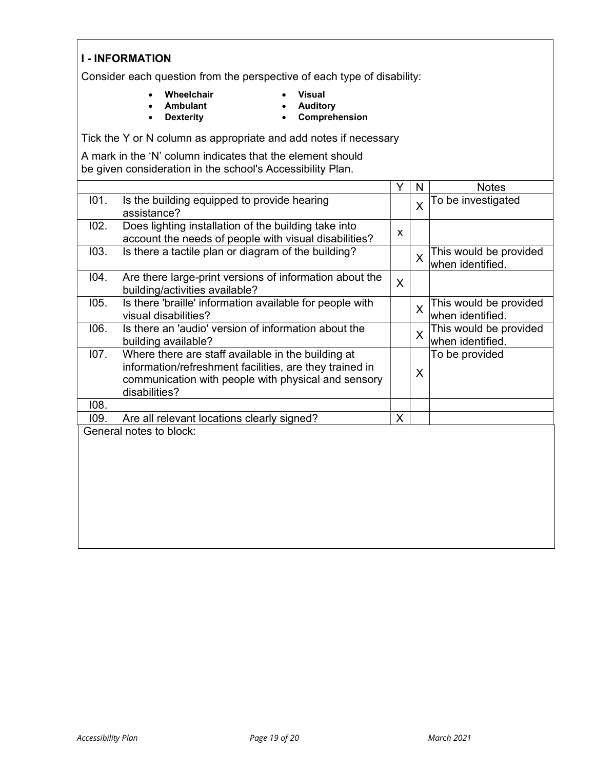## I - INFORMATION

Consider each question from the perspective of each type of disability:

- **Wheelchair**
- **Ambulant**
- **Dexterity**
- **Visual**
- **Auditory**
- **Comprehension**

Tick the Y or N column as appropriate and add notes if necessary

A mark in the 'N' column indicates that the element should be given consideration in the school's Accessibility Plan.

| | | Y | N | Notes |
|---|---|---|---|---|
| I01. | Is the building equipped to provide hearing assistance? | | X | To be investigated |
| I02. | Does lighting installation of the building take into account the needs of people with visual disabilities? | x | | |
| I03. | Is there a tactile plan or diagram of the building? | | X | This would be provided when identified. |
| I04. | Are there large-print versions of information about the building/activities available? | X | | |
| I05. | Is there 'braille' information available for people with visual disabilities? | | X | This would be provided when identified. |
| I06. | Is there an 'audio' version of information about the building available? | | X | This would be provided when identified. |
| I07. | Where there are staff available in the building at information/refreshment facilities, are they trained in communication with people with physical and sensory disabilities? | | X | To be provided |
| I08. | | | | |
| I09. | Are all relevant locations clearly signed? | X | | |

General notes to block: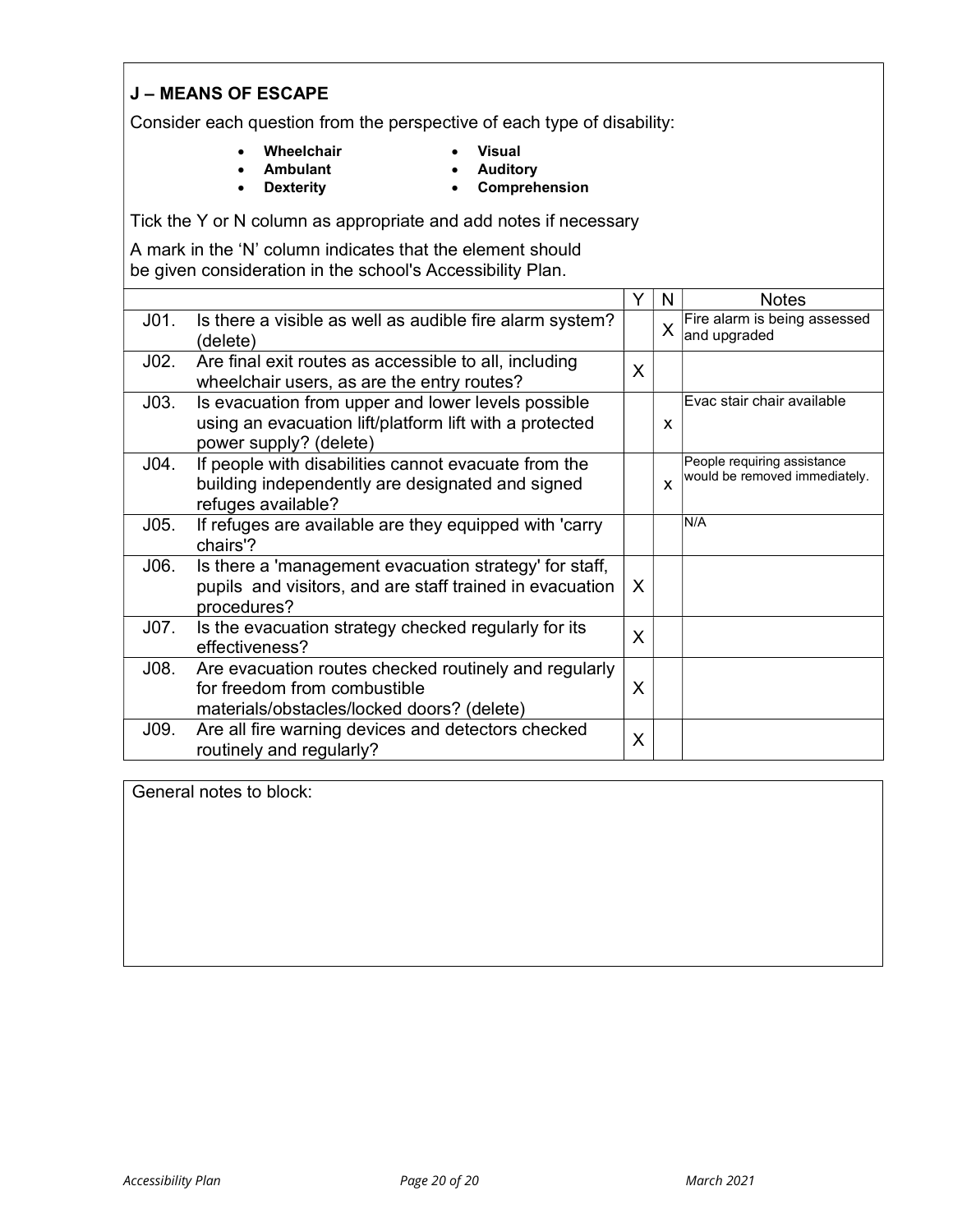## J – MEANS OF ESCAPE

Consider each question from the perspective of each type of disability:

- **Wheelchair**
- **Ambulant**
- **Dexterity**
- **Visual**
- **Auditory**
- **Comprehension**

Tick the Y or N column as appropriate and add notes if necessary

A mark in the 'N' column indicates that the element should be given consideration in the school's Accessibility Plan.

| | | Y | N | Notes |
|---|---|---|---|---|
| J01. | Is there a visible as well as audible fire alarm system? (delete) | | X | Fire alarm is being assessed and upgraded |
| J02. | Are final exit routes as accessible to all, including wheelchair users, as are the entry routes? | X | | |
| J03. | Is evacuation from upper and lower levels possible using an evacuation lift/platform lift with a protected power supply? (delete) | | x | Evac stair chair available |
| J04. | If people with disabilities cannot evacuate from the building independently are designated and signed refuges available? | | x | People requiring assistance would be removed immediately. |
| J05. | If refuges are available are they equipped with 'carry chairs'? | | | N/A |
| J06. | Is there a 'management evacuation strategy' for staff, pupils and visitors, and are staff trained in evacuation procedures? | X | | |
| J07. | Is the evacuation strategy checked regularly for its effectiveness? | X | | |
| J08. | Are evacuation routes checked routinely and regularly for freedom from combustible materials/obstacles/locked doors? (delete) | X | | |
| J09. | Are all fire warning devices and detectors checked routinely and regularly? | X | | |

General notes to block: